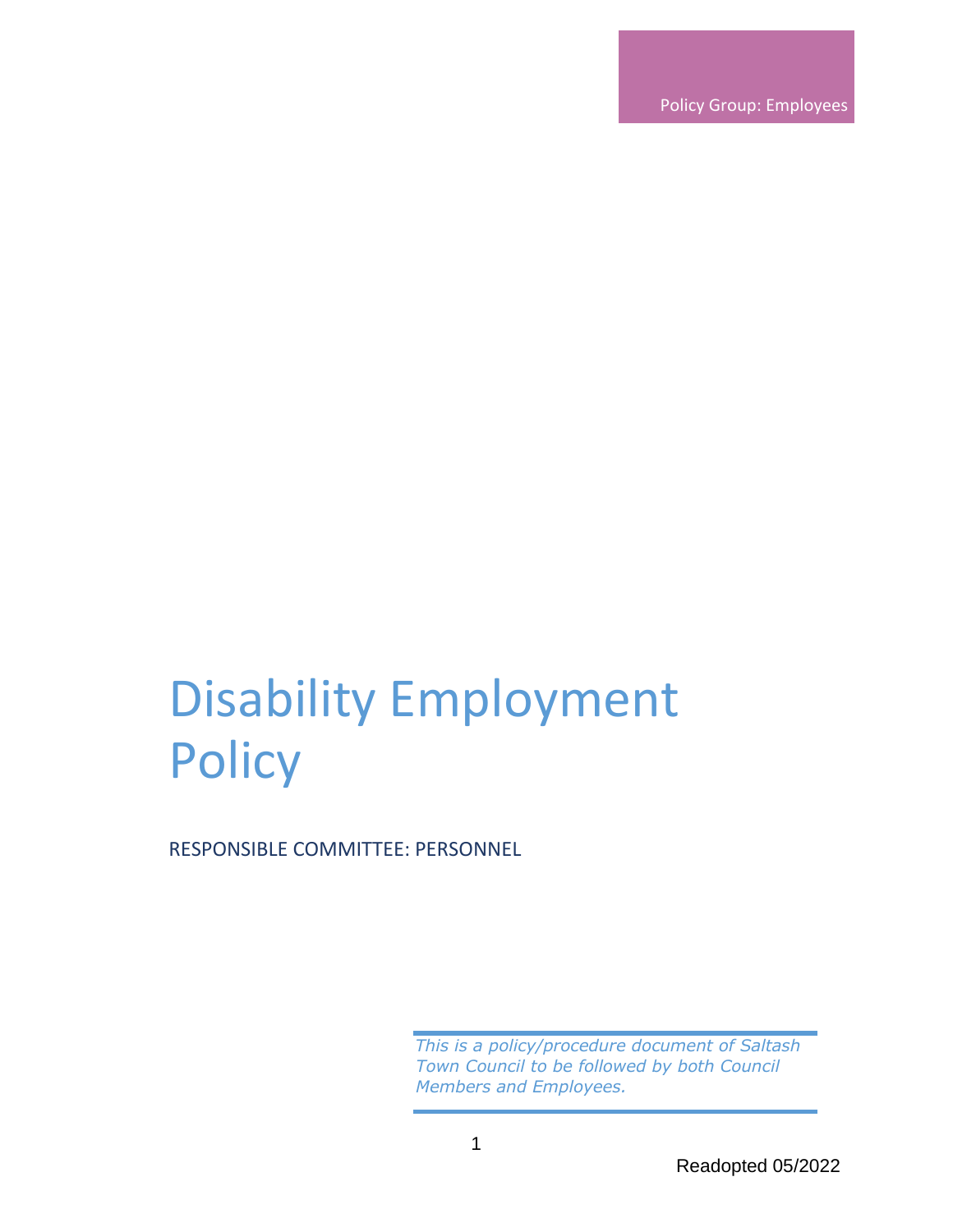Policy Group: Employees

# Disability Employment Policy

RESPONSIBLE COMMITTEE: PERSONNEL

*This is a policy/procedure document of Saltash Town Council to be followed by both Council Members and Employees.*

Readopted 05/2022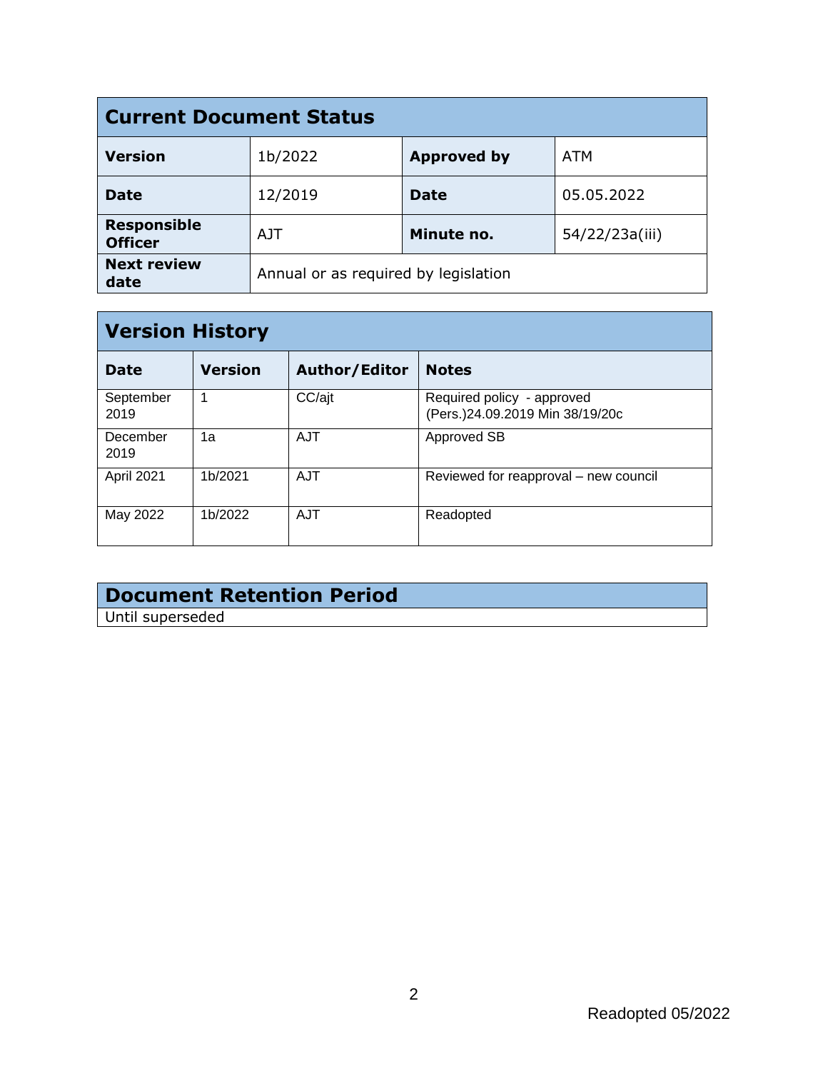## Current Document Status

| Version | 1b/2022 | Approved by | ATM |
|---|---|---|---|
| Date | 12/2019 | Date | 05.05.2022 |
| Responsible Officer | AJT | Minute no. | 54/22/23a(iii) |
| Next review date | Annual or as required by legislation | | |

## Version History

| Date | Version | Author/Editor | Notes |
|---|---|---|---|
| September 2019 | 1 | CC/ajt | Required policy - approved (Pers.)24.09.2019 Min 38/19/20c |
| December 2019 | 1a | AJT | Approved SB |
| April 2021 | 1b/2021 | AJT | Reviewed for reapproval – new council |
| May 2022 | 1b/2022 | AJT | Readopted |

## Document Retention Period

Until superseded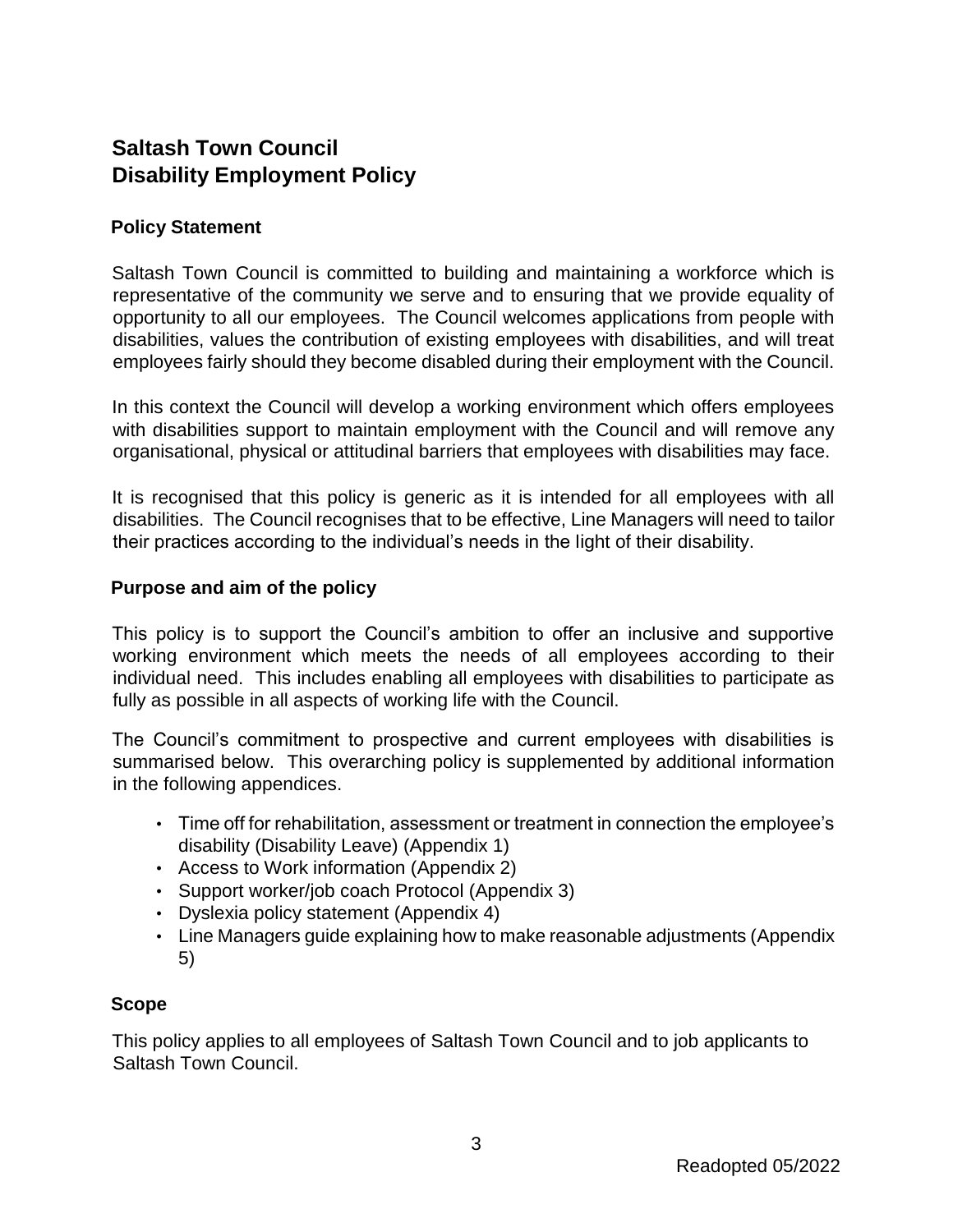# Saltash Town Council
# Disability Employment Policy

## Policy Statement

Saltash Town Council is committed to building and maintaining a workforce which is representative of the community we serve and to ensuring that we provide equality of opportunity to all our employees. The Council welcomes applications from people with disabilities, values the contribution of existing employees with disabilities, and will treat employees fairly should they become disabled during their employment with the Council.

In this context the Council will develop a working environment which offers employees with disabilities support to maintain employment with the Council and will remove any organisational, physical or attitudinal barriers that employees with disabilities may face.

It is recognised that this policy is generic as it is intended for all employees with all disabilities. The Council recognises that to be effective, Line Managers will need to tailor their practices according to the individual's needs in the light of their disability.

## Purpose and aim of the policy

This policy is to support the Council's ambition to offer an inclusive and supportive working environment which meets the needs of all employees according to their individual need. This includes enabling all employees with disabilities to participate as fully as possible in all aspects of working life with the Council.

The Council's commitment to prospective and current employees with disabilities is summarised below. This overarching policy is supplemented by additional information in the following appendices.

- Time off for rehabilitation, assessment or treatment in connection the employee's disability (Disability Leave) (Appendix 1)
- Access to Work information (Appendix 2)
- Support worker/job coach Protocol (Appendix 3)
- Dyslexia policy statement (Appendix 4)
- Line Managers guide explaining how to make reasonable adjustments (Appendix 5)

## Scope

This policy applies to all employees of Saltash Town Council and to job applicants to Saltash Town Council.

Readopted 05/2022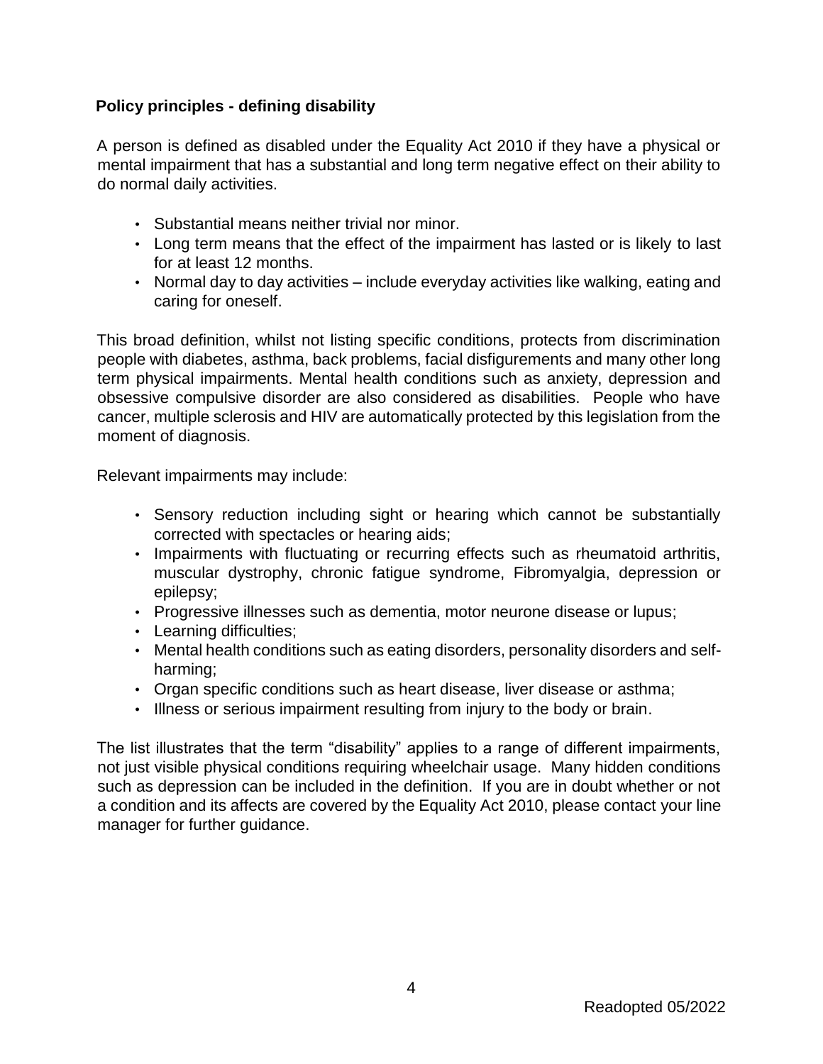**Policy principles - defining disability**

A person is defined as disabled under the Equality Act 2010 if they have a physical or mental impairment that has a substantial and long term negative effect on their ability to do normal daily activities.

- Substantial means neither trivial nor minor.
- Long term means that the effect of the impairment has lasted or is likely to last for at least 12 months.
- Normal day to day activities – include everyday activities like walking, eating and caring for oneself.

This broad definition, whilst not listing specific conditions, protects from discrimination people with diabetes, asthma, back problems, facial disfigurements and many other long term physical impairments. Mental health conditions such as anxiety, depression and obsessive compulsive disorder are also considered as disabilities. People who have cancer, multiple sclerosis and HIV are automatically protected by this legislation from the moment of diagnosis.

Relevant impairments may include:

- Sensory reduction including sight or hearing which cannot be substantially corrected with spectacles or hearing aids;
- Impairments with fluctuating or recurring effects such as rheumatoid arthritis, muscular dystrophy, chronic fatigue syndrome, Fibromyalgia, depression or epilepsy;
- Progressive illnesses such as dementia, motor neurone disease or lupus;
- Learning difficulties;
- Mental health conditions such as eating disorders, personality disorders and self-harming;
- Organ specific conditions such as heart disease, liver disease or asthma;
- Illness or serious impairment resulting from injury to the body or brain.

The list illustrates that the term "disability" applies to a range of different impairments, not just visible physical conditions requiring wheelchair usage. Many hidden conditions such as depression can be included in the definition. If you are in doubt whether or not a condition and its affects are covered by the Equality Act 2010, please contact your line manager for further guidance.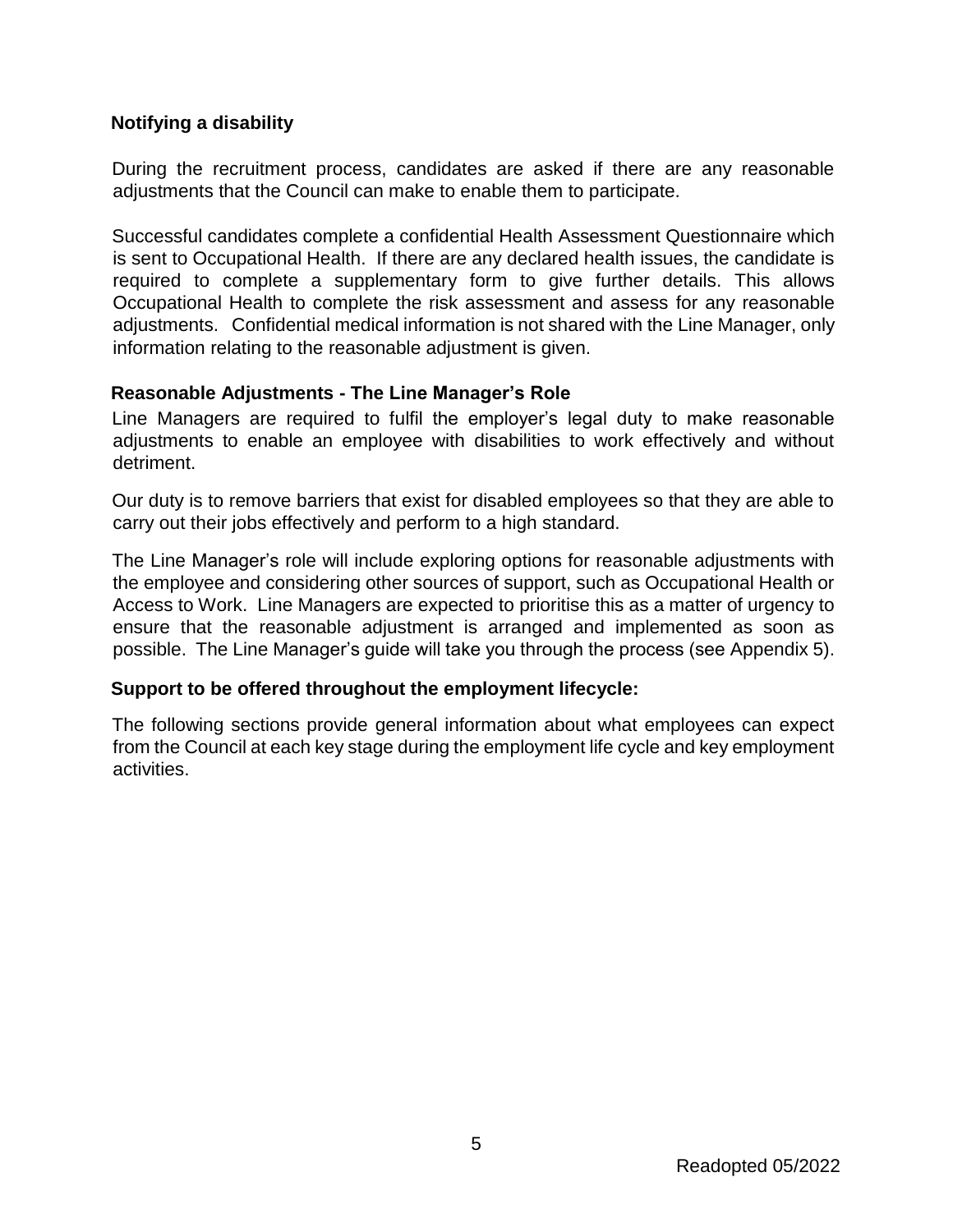### Notifying a disability

During the recruitment process, candidates are asked if there are any reasonable adjustments that the Council can make to enable them to participate.

Successful candidates complete a confidential Health Assessment Questionnaire which is sent to Occupational Health. If there are any declared health issues, the candidate is required to complete a supplementary form to give further details. This allows Occupational Health to complete the risk assessment and assess for any reasonable adjustments. Confidential medical information is not shared with the Line Manager, only information relating to the reasonable adjustment is given.

### Reasonable Adjustments - The Line Manager's Role

Line Managers are required to fulfil the employer's legal duty to make reasonable adjustments to enable an employee with disabilities to work effectively and without detriment.

Our duty is to remove barriers that exist for disabled employees so that they are able to carry out their jobs effectively and perform to a high standard.

The Line Manager's role will include exploring options for reasonable adjustments with the employee and considering other sources of support, such as Occupational Health or Access to Work. Line Managers are expected to prioritise this as a matter of urgency to ensure that the reasonable adjustment is arranged and implemented as soon as possible. The Line Manager's guide will take you through the process (see Appendix 5).

### Support to be offered throughout the employment lifecycle:

The following sections provide general information about what employees can expect from the Council at each key stage during the employment life cycle and key employment activities.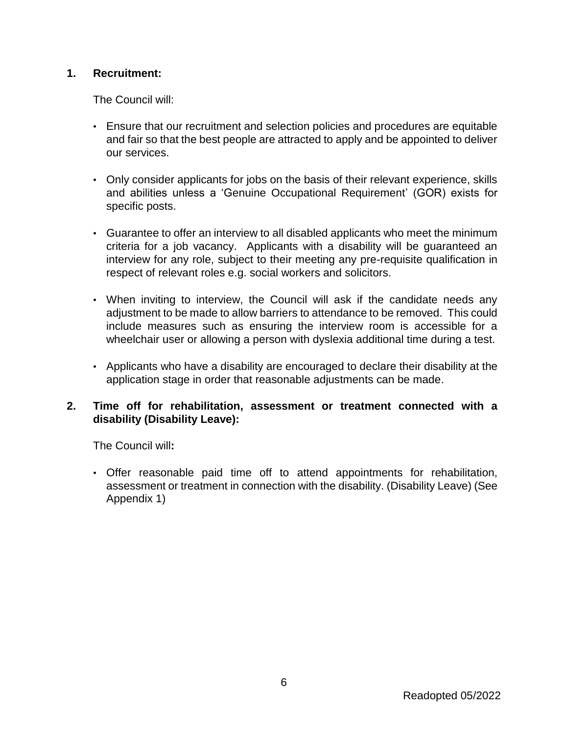## 1. Recruitment:

The Council will:

- Ensure that our recruitment and selection policies and procedures are equitable and fair so that the best people are attracted to apply and be appointed to deliver our services.
- Only consider applicants for jobs on the basis of their relevant experience, skills and abilities unless a 'Genuine Occupational Requirement' (GOR) exists for specific posts.
- Guarantee to offer an interview to all disabled applicants who meet the minimum criteria for a job vacancy. Applicants with a disability will be guaranteed an interview for any role, subject to their meeting any pre-requisite qualification in respect of relevant roles e.g. social workers and solicitors.
- When inviting to interview, the Council will ask if the candidate needs any adjustment to be made to allow barriers to attendance to be removed. This could include measures such as ensuring the interview room is accessible for a wheelchair user or allowing a person with dyslexia additional time during a test.
- Applicants who have a disability are encouraged to declare their disability at the application stage in order that reasonable adjustments can be made.

## 2. Time off for rehabilitation, assessment or treatment connected with a disability (Disability Leave):

The Council will**:**

- Offer reasonable paid time off to attend appointments for rehabilitation, assessment or treatment in connection with the disability. (Disability Leave) (See Appendix 1)

Readopted 05/2022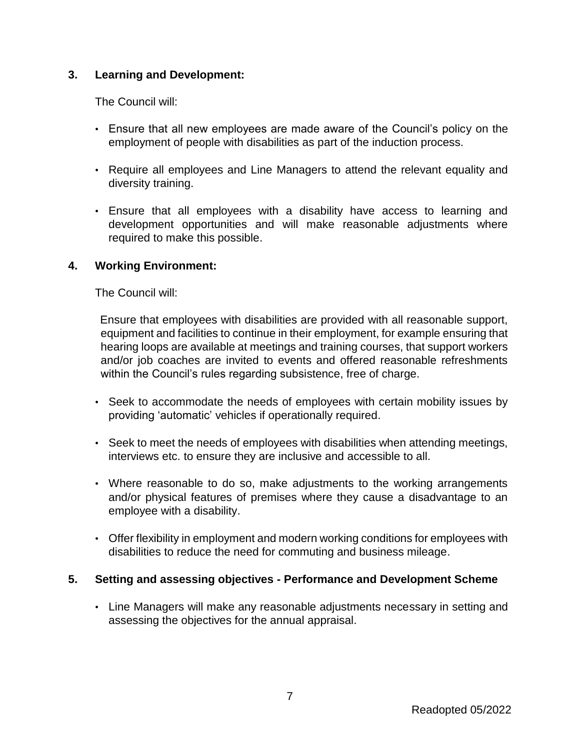## 3. Learning and Development:

The Council will:

- Ensure that all new employees are made aware of the Council's policy on the employment of people with disabilities as part of the induction process.
- Require all employees and Line Managers to attend the relevant equality and diversity training.
- Ensure that all employees with a disability have access to learning and development opportunities and will make reasonable adjustments where required to make this possible.

## 4. Working Environment:

The Council will:

Ensure that employees with disabilities are provided with all reasonable support, equipment and facilities to continue in their employment, for example ensuring that hearing loops are available at meetings and training courses, that support workers and/or job coaches are invited to events and offered reasonable refreshments within the Council's rules regarding subsistence, free of charge.

- Seek to accommodate the needs of employees with certain mobility issues by providing 'automatic' vehicles if operationally required.
- Seek to meet the needs of employees with disabilities when attending meetings, interviews etc. to ensure they are inclusive and accessible to all.
- Where reasonable to do so, make adjustments to the working arrangements and/or physical features of premises where they cause a disadvantage to an employee with a disability.
- Offer flexibility in employment and modern working conditions for employees with disabilities to reduce the need for commuting and business mileage.

## 5. Setting and assessing objectives - Performance and Development Scheme

- Line Managers will make any reasonable adjustments necessary in setting and assessing the objectives for the annual appraisal.

Readopted 05/2022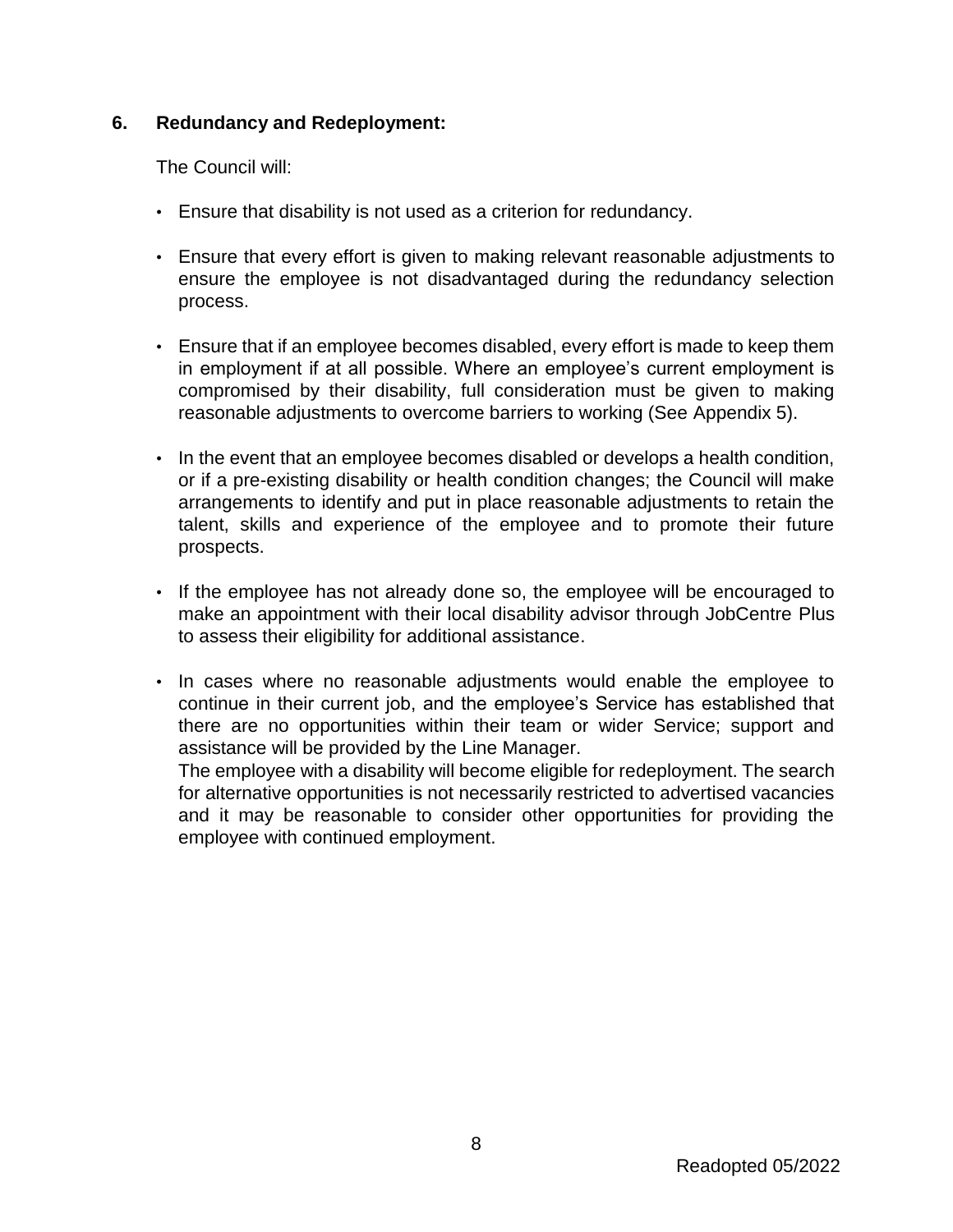## 6. Redundancy and Redeployment:

The Council will:

- Ensure that disability is not used as a criterion for redundancy.
- Ensure that every effort is given to making relevant reasonable adjustments to ensure the employee is not disadvantaged during the redundancy selection process.
- Ensure that if an employee becomes disabled, every effort is made to keep them in employment if at all possible. Where an employee's current employment is compromised by their disability, full consideration must be given to making reasonable adjustments to overcome barriers to working (See Appendix 5).
- In the event that an employee becomes disabled or develops a health condition, or if a pre-existing disability or health condition changes; the Council will make arrangements to identify and put in place reasonable adjustments to retain the talent, skills and experience of the employee and to promote their future prospects.
- If the employee has not already done so, the employee will be encouraged to make an appointment with their local disability advisor through JobCentre Plus to assess their eligibility for additional assistance.
- In cases where no reasonable adjustments would enable the employee to continue in their current job, and the employee's Service has established that there are no opportunities within their team or wider Service; support and assistance will be provided by the Line Manager.
  The employee with a disability will become eligible for redeployment. The search for alternative opportunities is not necessarily restricted to advertised vacancies and it may be reasonable to consider other opportunities for providing the employee with continued employment.

Readopted 05/2022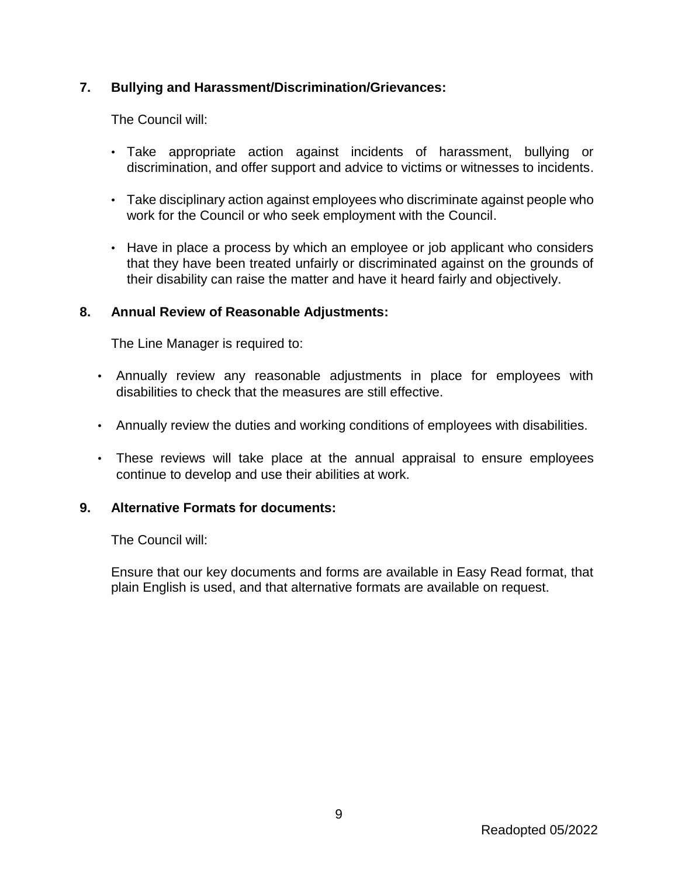## 7. Bullying and Harassment/Discrimination/Grievances:

The Council will:

- Take appropriate action against incidents of harassment, bullying or discrimination, and offer support and advice to victims or witnesses to incidents.
- Take disciplinary action against employees who discriminate against people who work for the Council or who seek employment with the Council.
- Have in place a process by which an employee or job applicant who considers that they have been treated unfairly or discriminated against on the grounds of their disability can raise the matter and have it heard fairly and objectively.

## 8. Annual Review of Reasonable Adjustments:

The Line Manager is required to:

- Annually review any reasonable adjustments in place for employees with disabilities to check that the measures are still effective.
- Annually review the duties and working conditions of employees with disabilities.
- These reviews will take place at the annual appraisal to ensure employees continue to develop and use their abilities at work.

## 9. Alternative Formats for documents:

The Council will:

Ensure that our key documents and forms are available in Easy Read format, that plain English is used, and that alternative formats are available on request.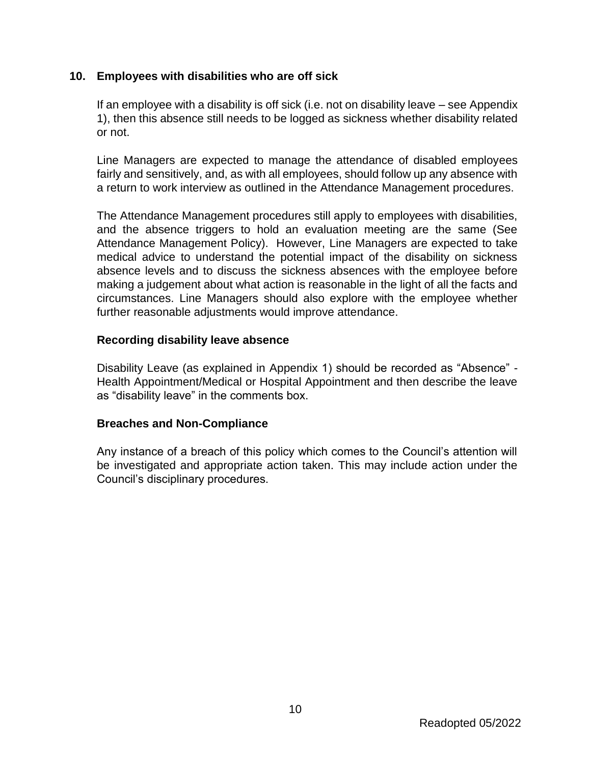## 10. Employees with disabilities who are off sick

If an employee with a disability is off sick (i.e. not on disability leave – see Appendix 1), then this absence still needs to be logged as sickness whether disability related or not.

Line Managers are expected to manage the attendance of disabled employees fairly and sensitively, and, as with all employees, should follow up any absence with a return to work interview as outlined in the Attendance Management procedures.

The Attendance Management procedures still apply to employees with disabilities, and the absence triggers to hold an evaluation meeting are the same (See Attendance Management Policy). However, Line Managers are expected to take medical advice to understand the potential impact of the disability on sickness absence levels and to discuss the sickness absences with the employee before making a judgement about what action is reasonable in the light of all the facts and circumstances. Line Managers should also explore with the employee whether further reasonable adjustments would improve attendance.

### Recording disability leave absence

Disability Leave (as explained in Appendix 1) should be recorded as "Absence" - Health Appointment/Medical or Hospital Appointment and then describe the leave as "disability leave" in the comments box.

### Breaches and Non-Compliance

Any instance of a breach of this policy which comes to the Council's attention will be investigated and appropriate action taken. This may include action under the Council's disciplinary procedures.

Readopted 05/2022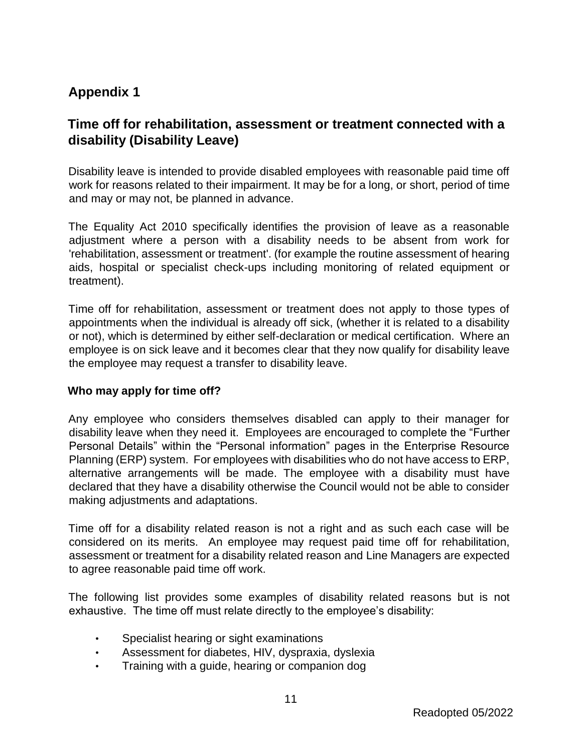## Appendix 1

## Time off for rehabilitation, assessment or treatment connected with a disability (Disability Leave)

Disability leave is intended to provide disabled employees with reasonable paid time off work for reasons related to their impairment. It may be for a long, or short, period of time and may or may not, be planned in advance.

The Equality Act 2010 specifically identifies the provision of leave as a reasonable adjustment where a person with a disability needs to be absent from work for 'rehabilitation, assessment or treatment'. (for example the routine assessment of hearing aids, hospital or specialist check-ups including monitoring of related equipment or treatment).

Time off for rehabilitation, assessment or treatment does not apply to those types of appointments when the individual is already off sick, (whether it is related to a disability or not), which is determined by either self-declaration or medical certification. Where an employee is on sick leave and it becomes clear that they now qualify for disability leave the employee may request a transfer to disability leave.

### Who may apply for time off?

Any employee who considers themselves disabled can apply to their manager for disability leave when they need it. Employees are encouraged to complete the "Further Personal Details" within the "Personal information" pages in the Enterprise Resource Planning (ERP) system. For employees with disabilities who do not have access to ERP, alternative arrangements will be made. The employee with a disability must have declared that they have a disability otherwise the Council would not be able to consider making adjustments and adaptations.

Time off for a disability related reason is not a right and as such each case will be considered on its merits. An employee may request paid time off for rehabilitation, assessment or treatment for a disability related reason and Line Managers are expected to agree reasonable paid time off work.

The following list provides some examples of disability related reasons but is not exhaustive. The time off must relate directly to the employee's disability:

- Specialist hearing or sight examinations
- Assessment for diabetes, HIV, dyspraxia, dyslexia
- Training with a guide, hearing or companion dog

Readopted 05/2022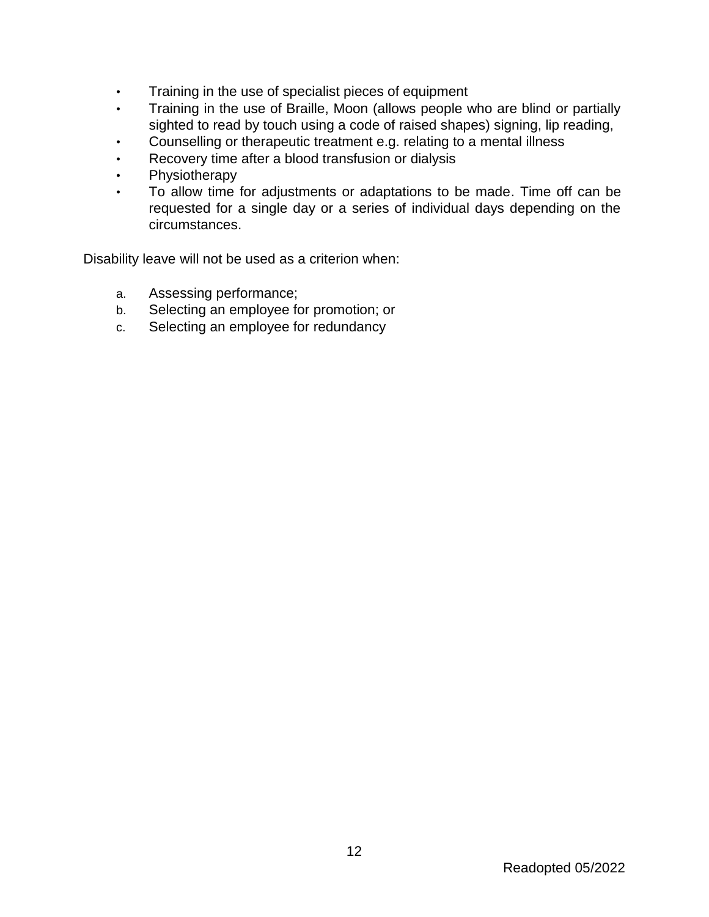- Training in the use of specialist pieces of equipment
- Training in the use of Braille, Moon (allows people who are blind or partially sighted to read by touch using a code of raised shapes) signing, lip reading,
- Counselling or therapeutic treatment e.g. relating to a mental illness
- Recovery time after a blood transfusion or dialysis
- Physiotherapy
- To allow time for adjustments or adaptations to be made. Time off can be requested for a single day or a series of individual days depending on the circumstances.

Disability leave will not be used as a criterion when:

a. Assessing performance;
b. Selecting an employee for promotion; or
c. Selecting an employee for redundancy

Readopted 05/2022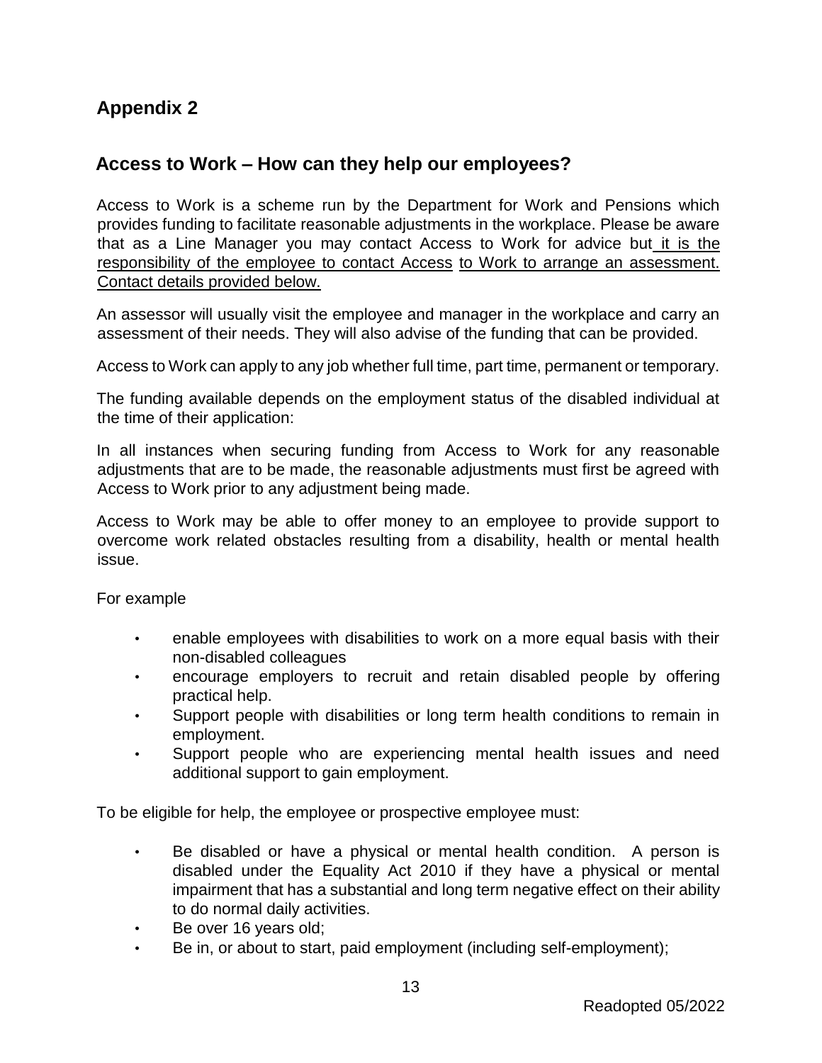## Appendix 2

## Access to Work – How can they help our employees?

Access to Work is a scheme run by the Department for Work and Pensions which provides funding to facilitate reasonable adjustments in the workplace. Please be aware that as a Line Manager you may contact Access to Work for advice but it is the responsibility of the employee to contact Access to Work to arrange an assessment. Contact details provided below.

An assessor will usually visit the employee and manager in the workplace and carry an assessment of their needs. They will also advise of the funding that can be provided.

Access to Work can apply to any job whether full time, part time, permanent or temporary.

The funding available depends on the employment status of the disabled individual at the time of their application:

In all instances when securing funding from Access to Work for any reasonable adjustments that are to be made, the reasonable adjustments must first be agreed with Access to Work prior to any adjustment being made.

Access to Work may be able to offer money to an employee to provide support to overcome work related obstacles resulting from a disability, health or mental health issue.

For example

- enable employees with disabilities to work on a more equal basis with their non-disabled colleagues
- encourage employers to recruit and retain disabled people by offering practical help.
- Support people with disabilities or long term health conditions to remain in employment.
- Support people who are experiencing mental health issues and need additional support to gain employment.

To be eligible for help, the employee or prospective employee must:

- Be disabled or have a physical or mental health condition. A person is disabled under the Equality Act 2010 if they have a physical or mental impairment that has a substantial and long term negative effect on their ability to do normal daily activities.
- Be over 16 years old;
- Be in, or about to start, paid employment (including self-employment);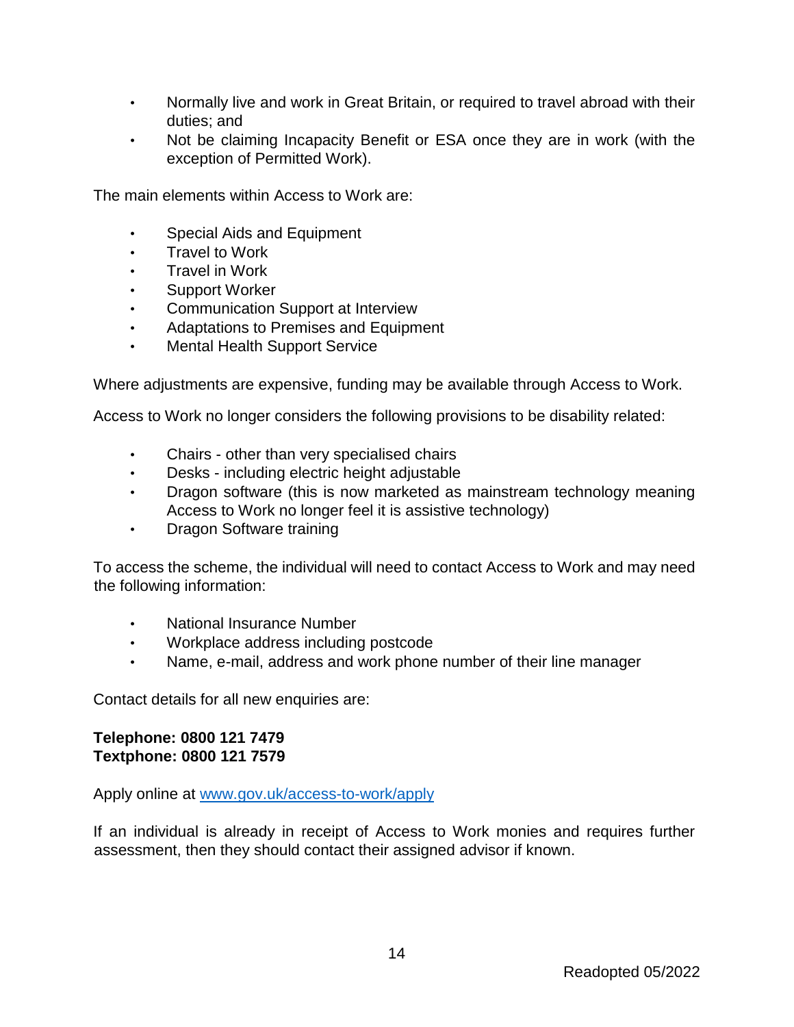- Normally live and work in Great Britain, or required to travel abroad with their duties; and
- Not be claiming Incapacity Benefit or ESA once they are in work (with the exception of Permitted Work).

The main elements within Access to Work are:

- Special Aids and Equipment
- Travel to Work
- Travel in Work
- Support Worker
- Communication Support at Interview
- Adaptations to Premises and Equipment
- Mental Health Support Service

Where adjustments are expensive, funding may be available through Access to Work.

Access to Work no longer considers the following provisions to be disability related:

- Chairs - other than very specialised chairs
- Desks - including electric height adjustable
- Dragon software (this is now marketed as mainstream technology meaning Access to Work no longer feel it is assistive technology)
- Dragon Software training

To access the scheme, the individual will need to contact Access to Work and may need the following information:

- National Insurance Number
- Workplace address including postcode
- Name, e-mail, address and work phone number of their line manager

Contact details for all new enquiries are:

**Telephone: 0800 121 7479**
**Textphone: 0800 121 7579**

Apply online at [www.gov.uk/access-to-work/apply](www.gov.uk/access-to-work/apply)

If an individual is already in receipt of Access to Work monies and requires further assessment, then they should contact their assigned advisor if known.

Readopted 05/2022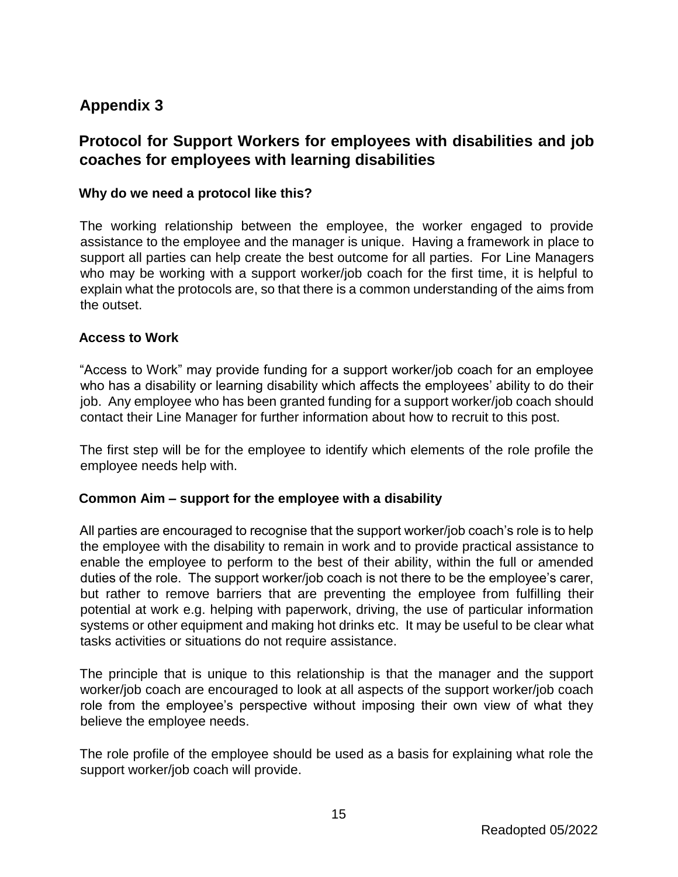## Appendix 3

## Protocol for Support Workers for employees with disabilities and job coaches for employees with learning disabilities

### Why do we need a protocol like this?

The working relationship between the employee, the worker engaged to provide assistance to the employee and the manager is unique. Having a framework in place to support all parties can help create the best outcome for all parties. For Line Managers who may be working with a support worker/job coach for the first time, it is helpful to explain what the protocols are, so that there is a common understanding of the aims from the outset.

### Access to Work

"Access to Work" may provide funding for a support worker/job coach for an employee who has a disability or learning disability which affects the employees' ability to do their job. Any employee who has been granted funding for a support worker/job coach should contact their Line Manager for further information about how to recruit to this post.

The first step will be for the employee to identify which elements of the role profile the employee needs help with.

### Common Aim – support for the employee with a disability

All parties are encouraged to recognise that the support worker/job coach's role is to help the employee with the disability to remain in work and to provide practical assistance to enable the employee to perform to the best of their ability, within the full or amended duties of the role. The support worker/job coach is not there to be the employee's carer, but rather to remove barriers that are preventing the employee from fulfilling their potential at work e.g. helping with paperwork, driving, the use of particular information systems or other equipment and making hot drinks etc. It may be useful to be clear what tasks activities or situations do not require assistance.

The principle that is unique to this relationship is that the manager and the support worker/job coach are encouraged to look at all aspects of the support worker/job coach role from the employee's perspective without imposing their own view of what they believe the employee needs.

The role profile of the employee should be used as a basis for explaining what role the support worker/job coach will provide.

Readopted 05/2022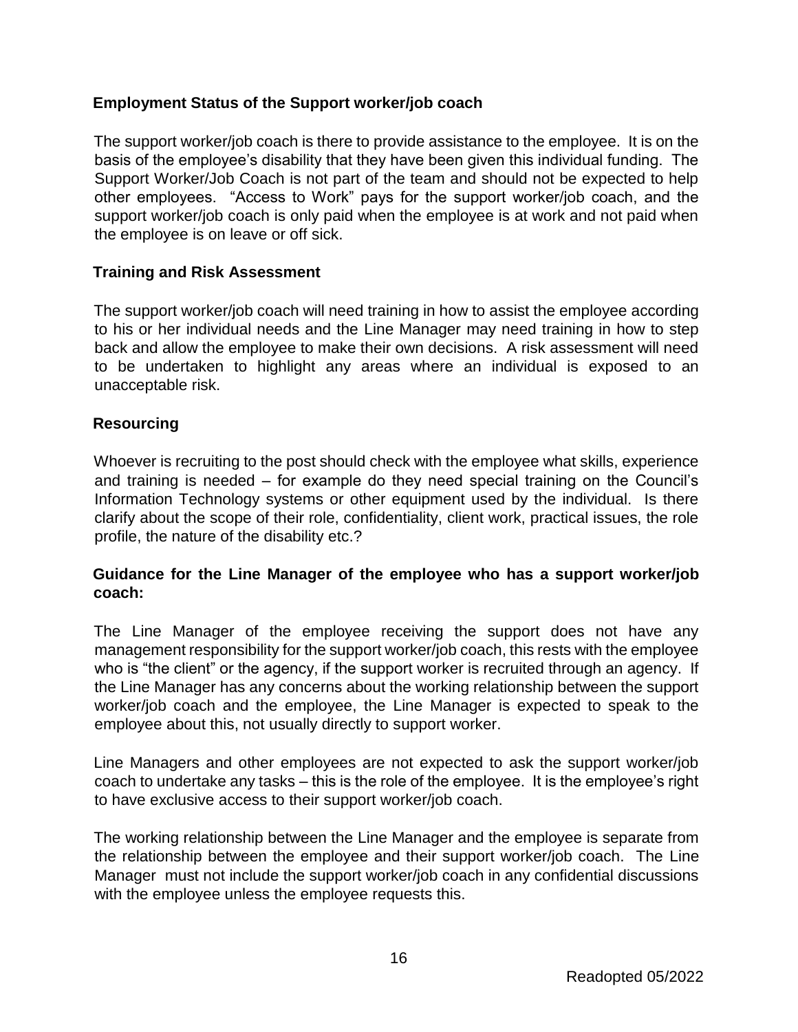**Employment Status of the Support worker/job coach**

The support worker/job coach is there to provide assistance to the employee. It is on the basis of the employee's disability that they have been given this individual funding. The Support Worker/Job Coach is not part of the team and should not be expected to help other employees. "Access to Work" pays for the support worker/job coach, and the support worker/job coach is only paid when the employee is at work and not paid when the employee is on leave or off sick.

**Training and Risk Assessment**

The support worker/job coach will need training in how to assist the employee according to his or her individual needs and the Line Manager may need training in how to step back and allow the employee to make their own decisions. A risk assessment will need to be undertaken to highlight any areas where an individual is exposed to an unacceptable risk.

**Resourcing**

Whoever is recruiting to the post should check with the employee what skills, experience and training is needed – for example do they need special training on the Council's Information Technology systems or other equipment used by the individual. Is there clarify about the scope of their role, confidentiality, client work, practical issues, the role profile, the nature of the disability etc.?

**Guidance for the Line Manager of the employee who has a support worker/job coach:**

The Line Manager of the employee receiving the support does not have any management responsibility for the support worker/job coach, this rests with the employee who is "the client" or the agency, if the support worker is recruited through an agency. If the Line Manager has any concerns about the working relationship between the support worker/job coach and the employee, the Line Manager is expected to speak to the employee about this, not usually directly to support worker.

Line Managers and other employees are not expected to ask the support worker/job coach to undertake any tasks – this is the role of the employee. It is the employee's right to have exclusive access to their support worker/job coach.

The working relationship between the Line Manager and the employee is separate from the relationship between the employee and their support worker/job coach. The Line Manager must not include the support worker/job coach in any confidential discussions with the employee unless the employee requests this.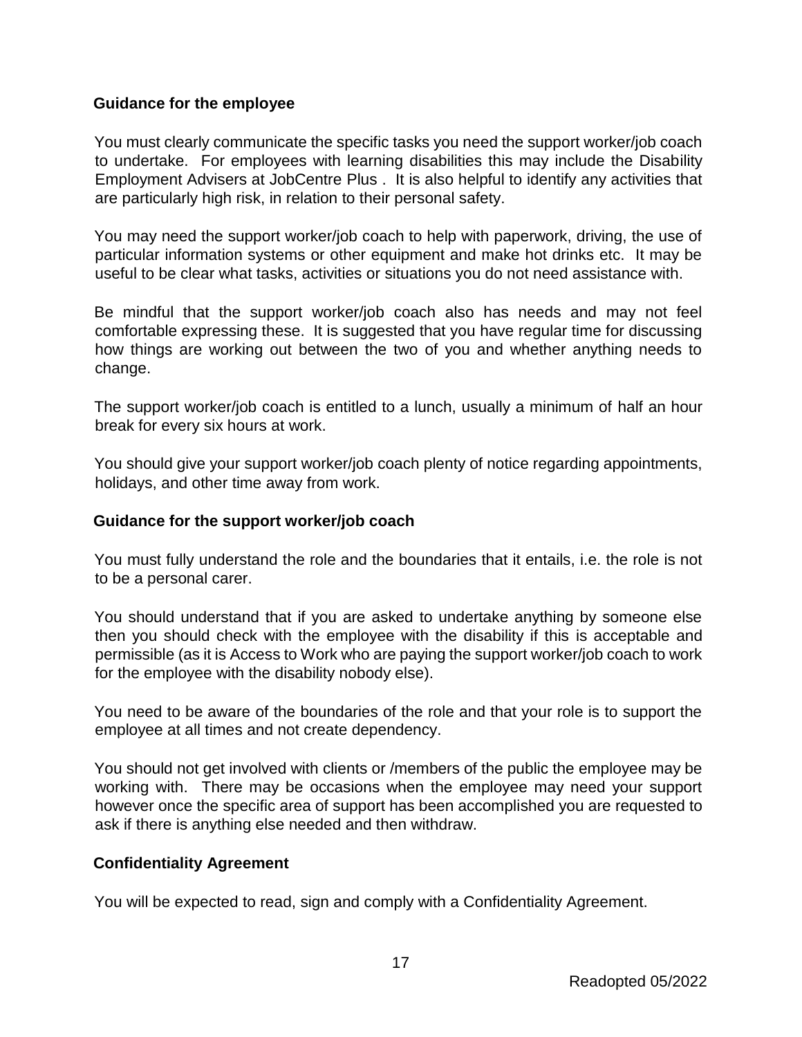### Guidance for the employee

You must clearly communicate the specific tasks you need the support worker/job coach to undertake. For employees with learning disabilities this may include the Disability Employment Advisers at JobCentre Plus . It is also helpful to identify any activities that are particularly high risk, in relation to their personal safety.

You may need the support worker/job coach to help with paperwork, driving, the use of particular information systems or other equipment and make hot drinks etc. It may be useful to be clear what tasks, activities or situations you do not need assistance with.

Be mindful that the support worker/job coach also has needs and may not feel comfortable expressing these. It is suggested that you have regular time for discussing how things are working out between the two of you and whether anything needs to change.

The support worker/job coach is entitled to a lunch, usually a minimum of half an hour break for every six hours at work.

You should give your support worker/job coach plenty of notice regarding appointments, holidays, and other time away from work.

### Guidance for the support worker/job coach

You must fully understand the role and the boundaries that it entails, i.e. the role is not to be a personal carer.

You should understand that if you are asked to undertake anything by someone else then you should check with the employee with the disability if this is acceptable and permissible (as it is Access to Work who are paying the support worker/job coach to work for the employee with the disability nobody else).

You need to be aware of the boundaries of the role and that your role is to support the employee at all times and not create dependency.

You should not get involved with clients or /members of the public the employee may be working with. There may be occasions when the employee may need your support however once the specific area of support has been accomplished you are requested to ask if there is anything else needed and then withdraw.

### Confidentiality Agreement

You will be expected to read, sign and comply with a Confidentiality Agreement.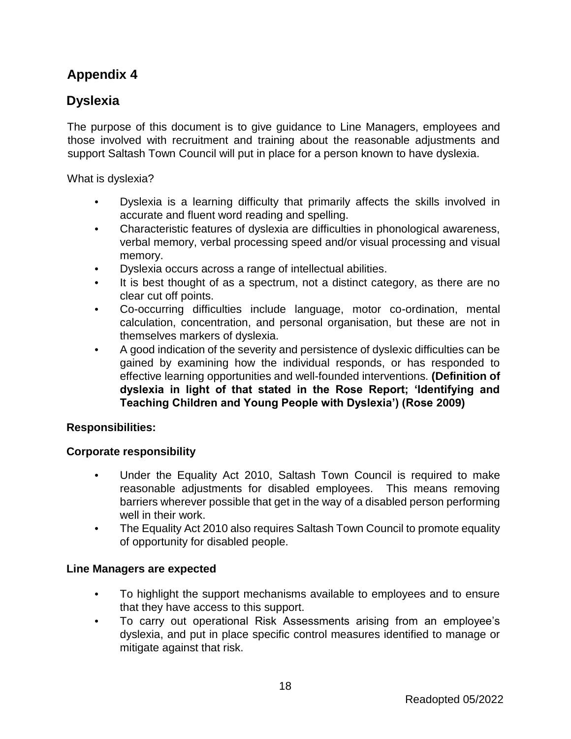## Appendix 4

## Dyslexia

The purpose of this document is to give guidance to Line Managers, employees and those involved with recruitment and training about the reasonable adjustments and support Saltash Town Council will put in place for a person known to have dyslexia.

What is dyslexia?

- Dyslexia is a learning difficulty that primarily affects the skills involved in accurate and fluent word reading and spelling.
- Characteristic features of dyslexia are difficulties in phonological awareness, verbal memory, verbal processing speed and/or visual processing and visual memory.
- Dyslexia occurs across a range of intellectual abilities.
- It is best thought of as a spectrum, not a distinct category, as there are no clear cut off points.
- Co-occurring difficulties include language, motor co-ordination, mental calculation, concentration, and personal organisation, but these are not in themselves markers of dyslexia.
- A good indication of the severity and persistence of dyslexic difficulties can be gained by examining how the individual responds, or has responded to effective learning opportunities and well-founded interventions. **(Definition of dyslexia in light of that stated in the Rose Report; 'Identifying and Teaching Children and Young People with Dyslexia') (Rose 2009)**

**Responsibilities:**

**Corporate responsibility**

- Under the Equality Act 2010, Saltash Town Council is required to make reasonable adjustments for disabled employees. This means removing barriers wherever possible that get in the way of a disabled person performing well in their work.
- The Equality Act 2010 also requires Saltash Town Council to promote equality of opportunity for disabled people.

**Line Managers are expected**

- To highlight the support mechanisms available to employees and to ensure that they have access to this support.
- To carry out operational Risk Assessments arising from an employee's dyslexia, and put in place specific control measures identified to manage or mitigate against that risk.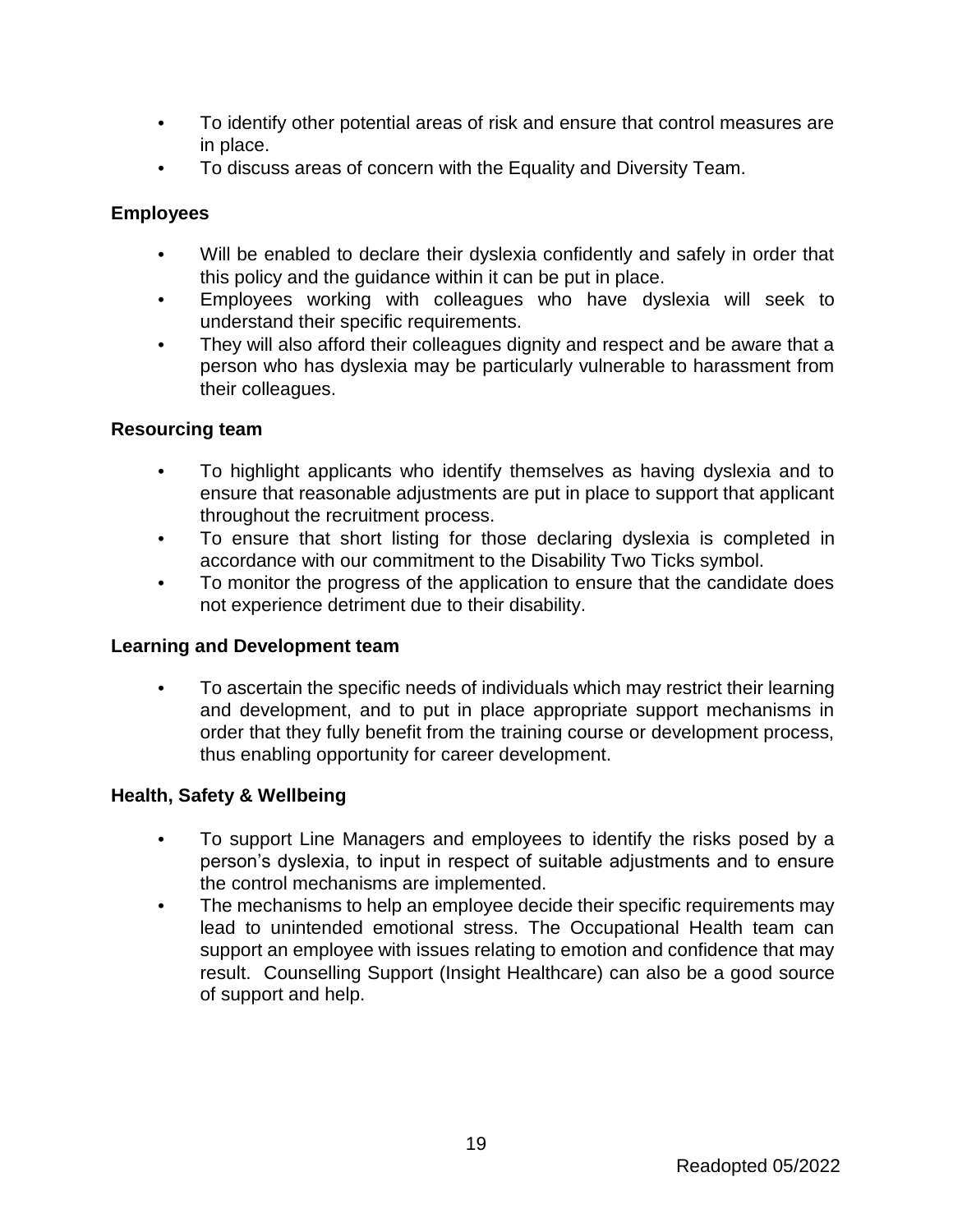- To identify other potential areas of risk and ensure that control measures are in place.
- To discuss areas of concern with the Equality and Diversity Team.

**Employees**

- Will be enabled to declare their dyslexia confidently and safely in order that this policy and the guidance within it can be put in place.
- Employees working with colleagues who have dyslexia will seek to understand their specific requirements.
- They will also afford their colleagues dignity and respect and be aware that a person who has dyslexia may be particularly vulnerable to harassment from their colleagues.

**Resourcing team**

- To highlight applicants who identify themselves as having dyslexia and to ensure that reasonable adjustments are put in place to support that applicant throughout the recruitment process.
- To ensure that short listing for those declaring dyslexia is completed in accordance with our commitment to the Disability Two Ticks symbol.
- To monitor the progress of the application to ensure that the candidate does not experience detriment due to their disability.

**Learning and Development team**

- To ascertain the specific needs of individuals which may restrict their learning and development, and to put in place appropriate support mechanisms in order that they fully benefit from the training course or development process, thus enabling opportunity for career development.

**Health, Safety & Wellbeing**

- To support Line Managers and employees to identify the risks posed by a person's dyslexia, to input in respect of suitable adjustments and to ensure the control mechanisms are implemented.
- The mechanisms to help an employee decide their specific requirements may lead to unintended emotional stress. The Occupational Health team can support an employee with issues relating to emotion and confidence that may result. Counselling Support (Insight Healthcare) can also be a good source of support and help.

Readopted 05/2022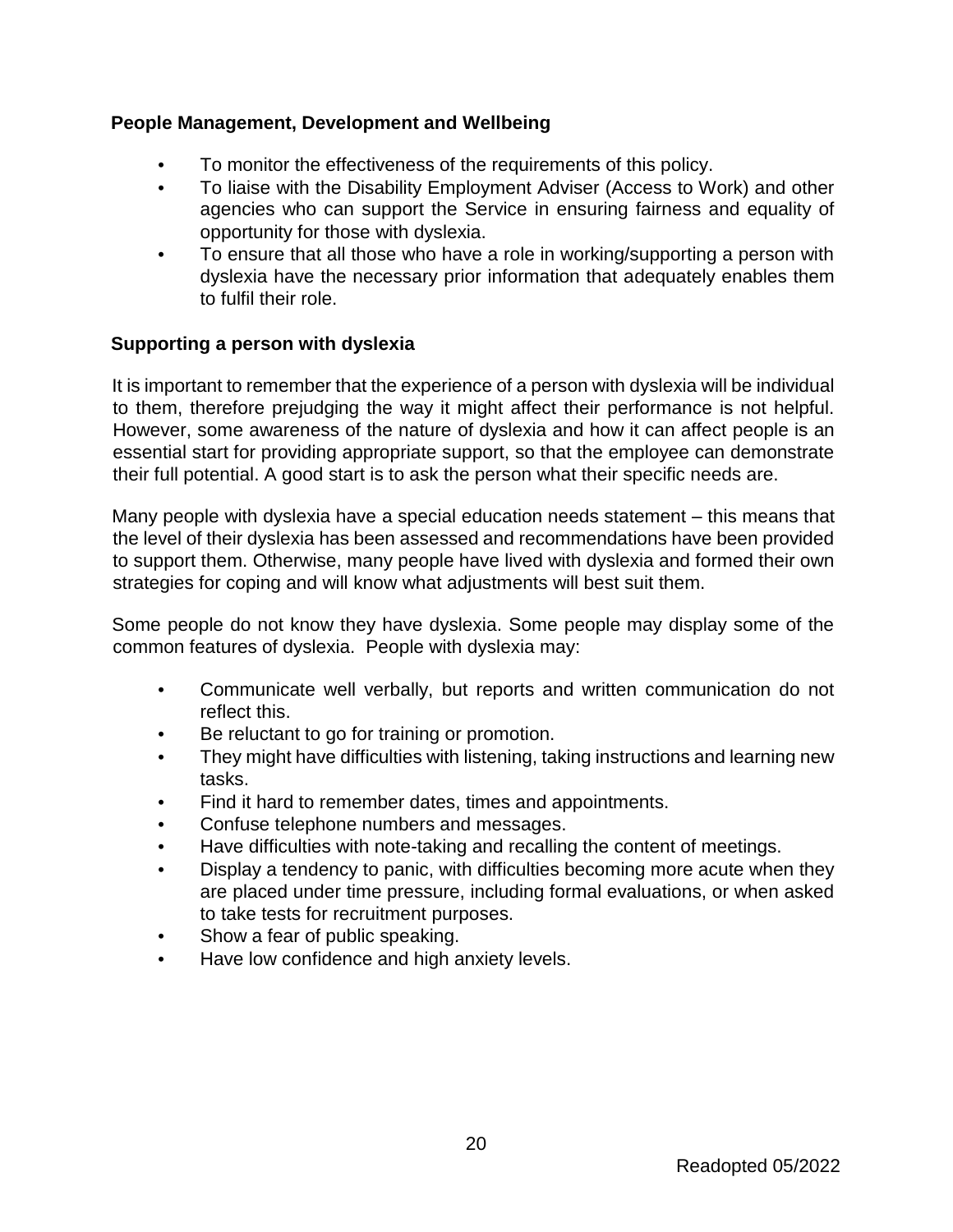**People Management, Development and Wellbeing**

- To monitor the effectiveness of the requirements of this policy.
- To liaise with the Disability Employment Adviser (Access to Work) and other agencies who can support the Service in ensuring fairness and equality of opportunity for those with dyslexia.
- To ensure that all those who have a role in working/supporting a person with dyslexia have the necessary prior information that adequately enables them to fulfil their role.

**Supporting a person with dyslexia**

It is important to remember that the experience of a person with dyslexia will be individual to them, therefore prejudging the way it might affect their performance is not helpful. However, some awareness of the nature of dyslexia and how it can affect people is an essential start for providing appropriate support, so that the employee can demonstrate their full potential. A good start is to ask the person what their specific needs are.

Many people with dyslexia have a special education needs statement – this means that the level of their dyslexia has been assessed and recommendations have been provided to support them. Otherwise, many people have lived with dyslexia and formed their own strategies for coping and will know what adjustments will best suit them.

Some people do not know they have dyslexia. Some people may display some of the common features of dyslexia. People with dyslexia may:

- Communicate well verbally, but reports and written communication do not reflect this.
- Be reluctant to go for training or promotion.
- They might have difficulties with listening, taking instructions and learning new tasks.
- Find it hard to remember dates, times and appointments.
- Confuse telephone numbers and messages.
- Have difficulties with note-taking and recalling the content of meetings.
- Display a tendency to panic, with difficulties becoming more acute when they are placed under time pressure, including formal evaluations, or when asked to take tests for recruitment purposes.
- Show a fear of public speaking.
- Have low confidence and high anxiety levels.

Readopted 05/2022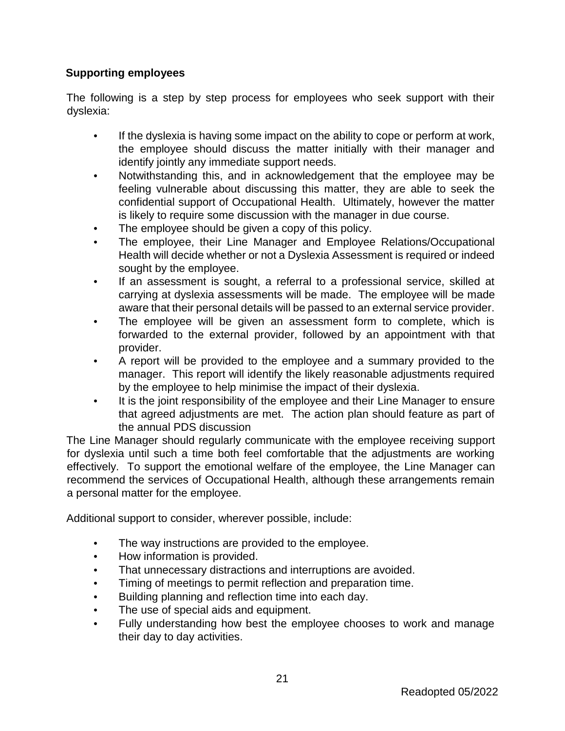**Supporting employees**

The following is a step by step process for employees who seek support with their dyslexia:

- If the dyslexia is having some impact on the ability to cope or perform at work, the employee should discuss the matter initially with their manager and identify jointly any immediate support needs.
- Notwithstanding this, and in acknowledgement that the employee may be feeling vulnerable about discussing this matter, they are able to seek the confidential support of Occupational Health. Ultimately, however the matter is likely to require some discussion with the manager in due course.
- The employee should be given a copy of this policy.
- The employee, their Line Manager and Employee Relations/Occupational Health will decide whether or not a Dyslexia Assessment is required or indeed sought by the employee.
- If an assessment is sought, a referral to a professional service, skilled at carrying at dyslexia assessments will be made. The employee will be made aware that their personal details will be passed to an external service provider.
- The employee will be given an assessment form to complete, which is forwarded to the external provider, followed by an appointment with that provider.
- A report will be provided to the employee and a summary provided to the manager. This report will identify the likely reasonable adjustments required by the employee to help minimise the impact of their dyslexia.
- It is the joint responsibility of the employee and their Line Manager to ensure that agreed adjustments are met. The action plan should feature as part of the annual PDS discussion

The Line Manager should regularly communicate with the employee receiving support for dyslexia until such a time both feel comfortable that the adjustments are working effectively. To support the emotional welfare of the employee, the Line Manager can recommend the services of Occupational Health, although these arrangements remain a personal matter for the employee.

Additional support to consider, wherever possible, include:

- The way instructions are provided to the employee.
- How information is provided.
- That unnecessary distractions and interruptions are avoided.
- Timing of meetings to permit reflection and preparation time.
- Building planning and reflection time into each day.
- The use of special aids and equipment.
- Fully understanding how best the employee chooses to work and manage their day to day activities.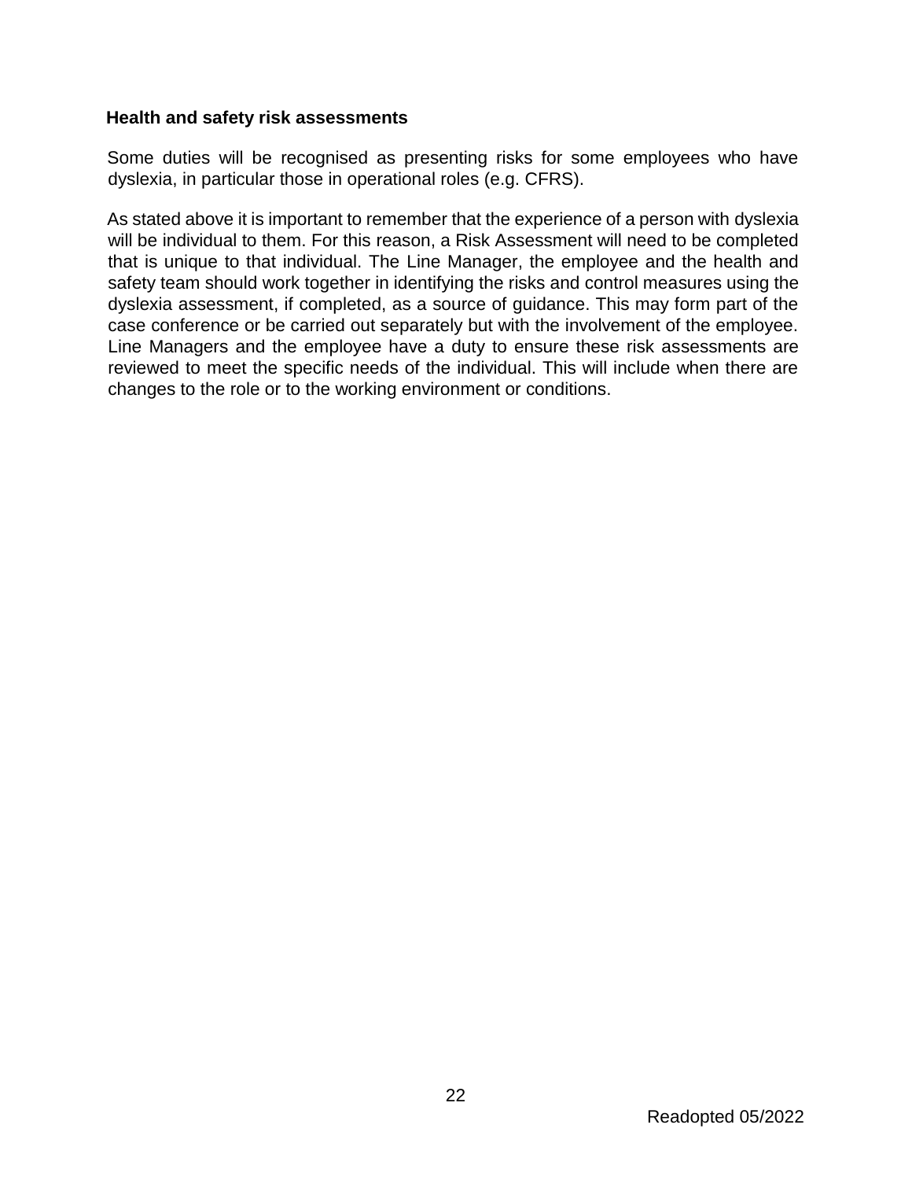### Health and safety risk assessments

Some duties will be recognised as presenting risks for some employees who have dyslexia, in particular those in operational roles (e.g. CFRS).

As stated above it is important to remember that the experience of a person with dyslexia will be individual to them. For this reason, a Risk Assessment will need to be completed that is unique to that individual. The Line Manager, the employee and the health and safety team should work together in identifying the risks and control measures using the dyslexia assessment, if completed, as a source of guidance. This may form part of the case conference or be carried out separately but with the involvement of the employee. Line Managers and the employee have a duty to ensure these risk assessments are reviewed to meet the specific needs of the individual. This will include when there are changes to the role or to the working environment or conditions.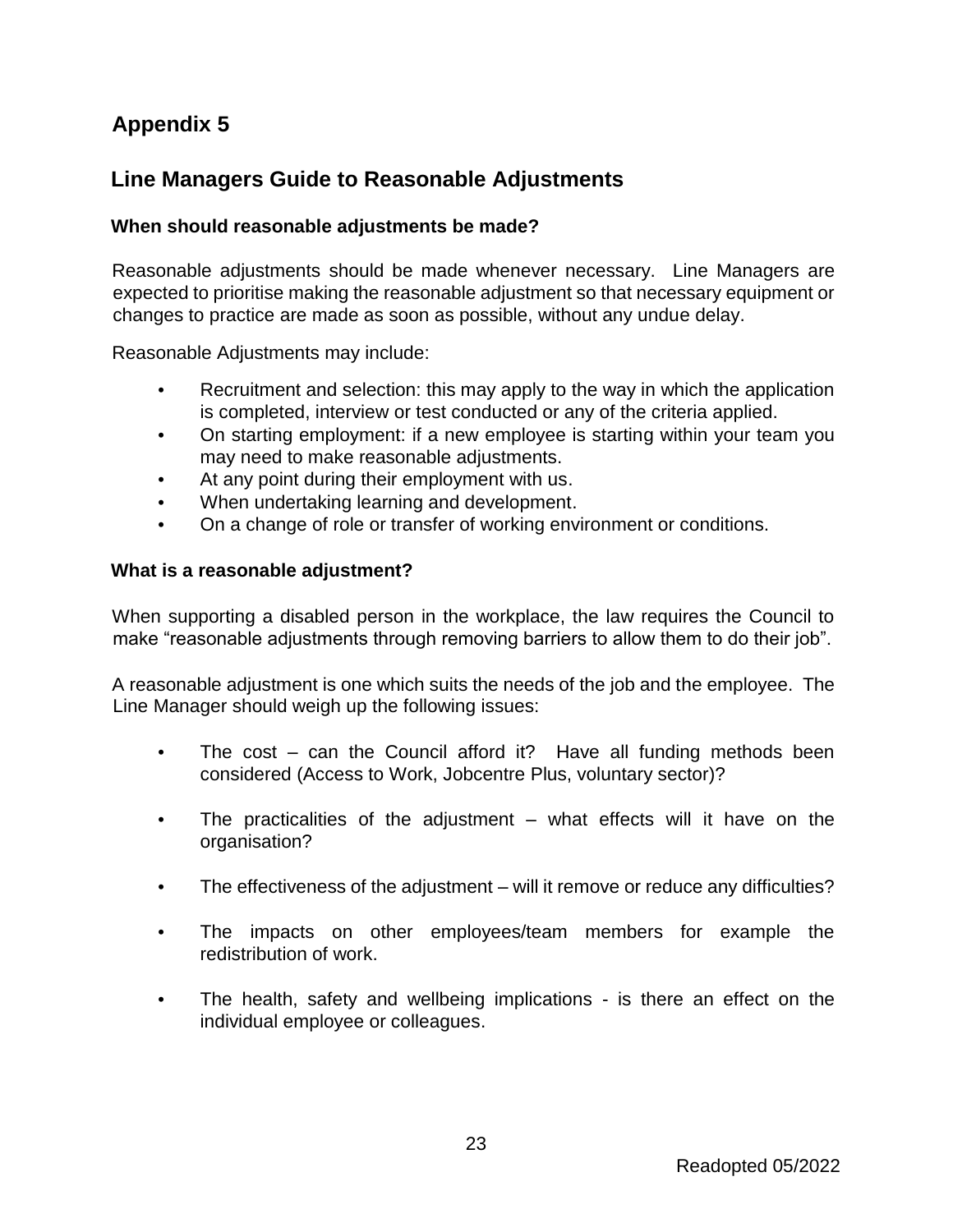# Appendix 5

## Line Managers Guide to Reasonable Adjustments

### When should reasonable adjustments be made?

Reasonable adjustments should be made whenever necessary. Line Managers are expected to prioritise making the reasonable adjustment so that necessary equipment or changes to practice are made as soon as possible, without any undue delay.

Reasonable Adjustments may include:

- Recruitment and selection: this may apply to the way in which the application is completed, interview or test conducted or any of the criteria applied.
- On starting employment: if a new employee is starting within your team you may need to make reasonable adjustments.
- At any point during their employment with us.
- When undertaking learning and development.
- On a change of role or transfer of working environment or conditions.

### What is a reasonable adjustment?

When supporting a disabled person in the workplace, the law requires the Council to make "reasonable adjustments through removing barriers to allow them to do their job".

A reasonable adjustment is one which suits the needs of the job and the employee. The Line Manager should weigh up the following issues:

- The cost – can the Council afford it? Have all funding methods been considered (Access to Work, Jobcentre Plus, voluntary sector)?
- The practicalities of the adjustment – what effects will it have on the organisation?
- The effectiveness of the adjustment – will it remove or reduce any difficulties?
- The impacts on other employees/team members for example the redistribution of work.
- The health, safety and wellbeing implications - is there an effect on the individual employee or colleagues.

Readopted 05/2022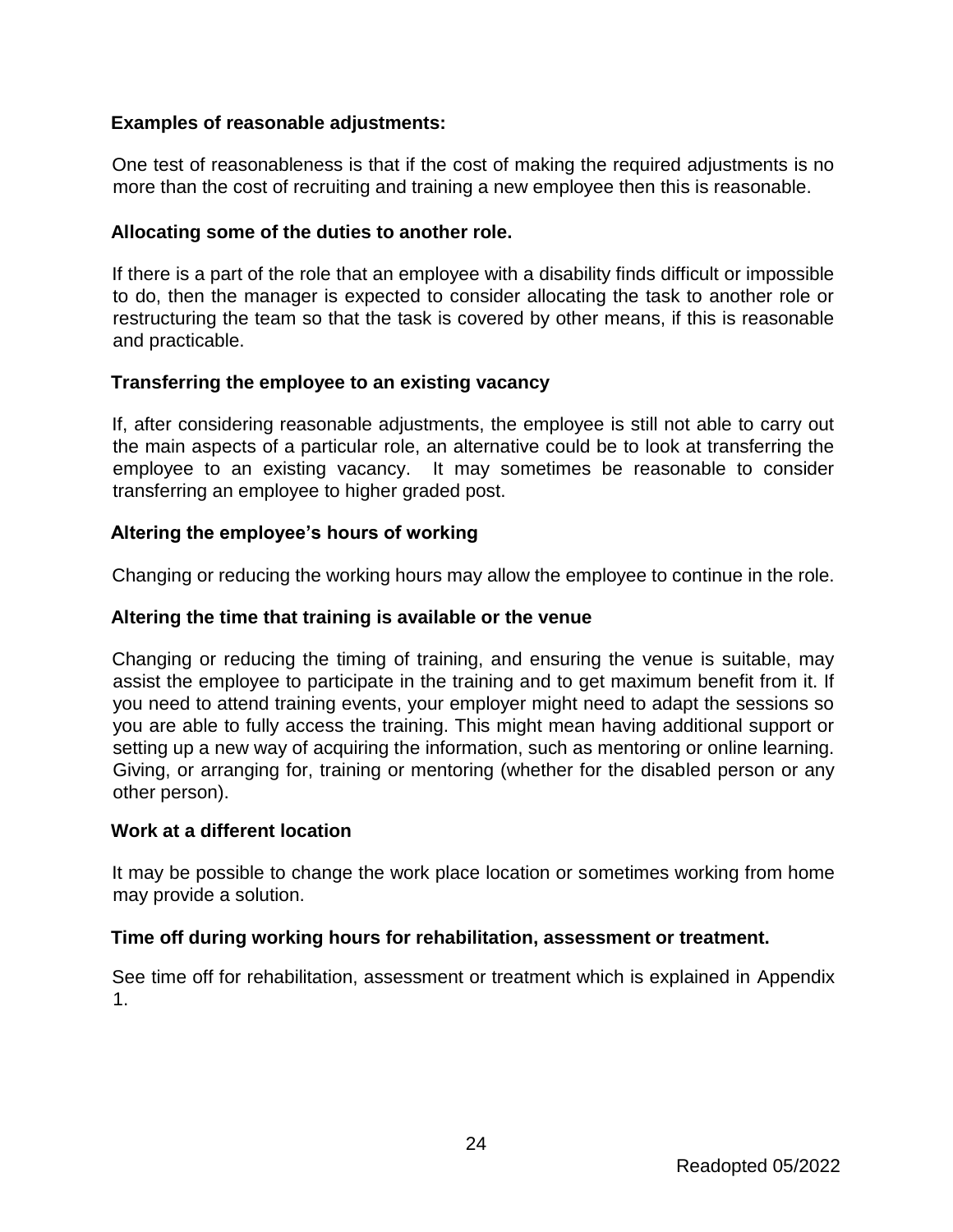**Examples of reasonable adjustments:**

One test of reasonableness is that if the cost of making the required adjustments is no more than the cost of recruiting and training a new employee then this is reasonable.

**Allocating some of the duties to another role.**

If there is a part of the role that an employee with a disability finds difficult or impossible to do, then the manager is expected to consider allocating the task to another role or restructuring the team so that the task is covered by other means, if this is reasonable and practicable.

**Transferring the employee to an existing vacancy**

If, after considering reasonable adjustments, the employee is still not able to carry out the main aspects of a particular role, an alternative could be to look at transferring the employee to an existing vacancy. It may sometimes be reasonable to consider transferring an employee to higher graded post.

**Altering the employee's hours of working**

Changing or reducing the working hours may allow the employee to continue in the role.

**Altering the time that training is available or the venue**

Changing or reducing the timing of training, and ensuring the venue is suitable, may assist the employee to participate in the training and to get maximum benefit from it. If you need to attend training events, your employer might need to adapt the sessions so you are able to fully access the training. This might mean having additional support or setting up a new way of acquiring the information, such as mentoring or online learning. Giving, or arranging for, training or mentoring (whether for the disabled person or any other person).

**Work at a different location**

It may be possible to change the work place location or sometimes working from home may provide a solution.

**Time off during working hours for rehabilitation, assessment or treatment.**

See time off for rehabilitation, assessment or treatment which is explained in Appendix 1.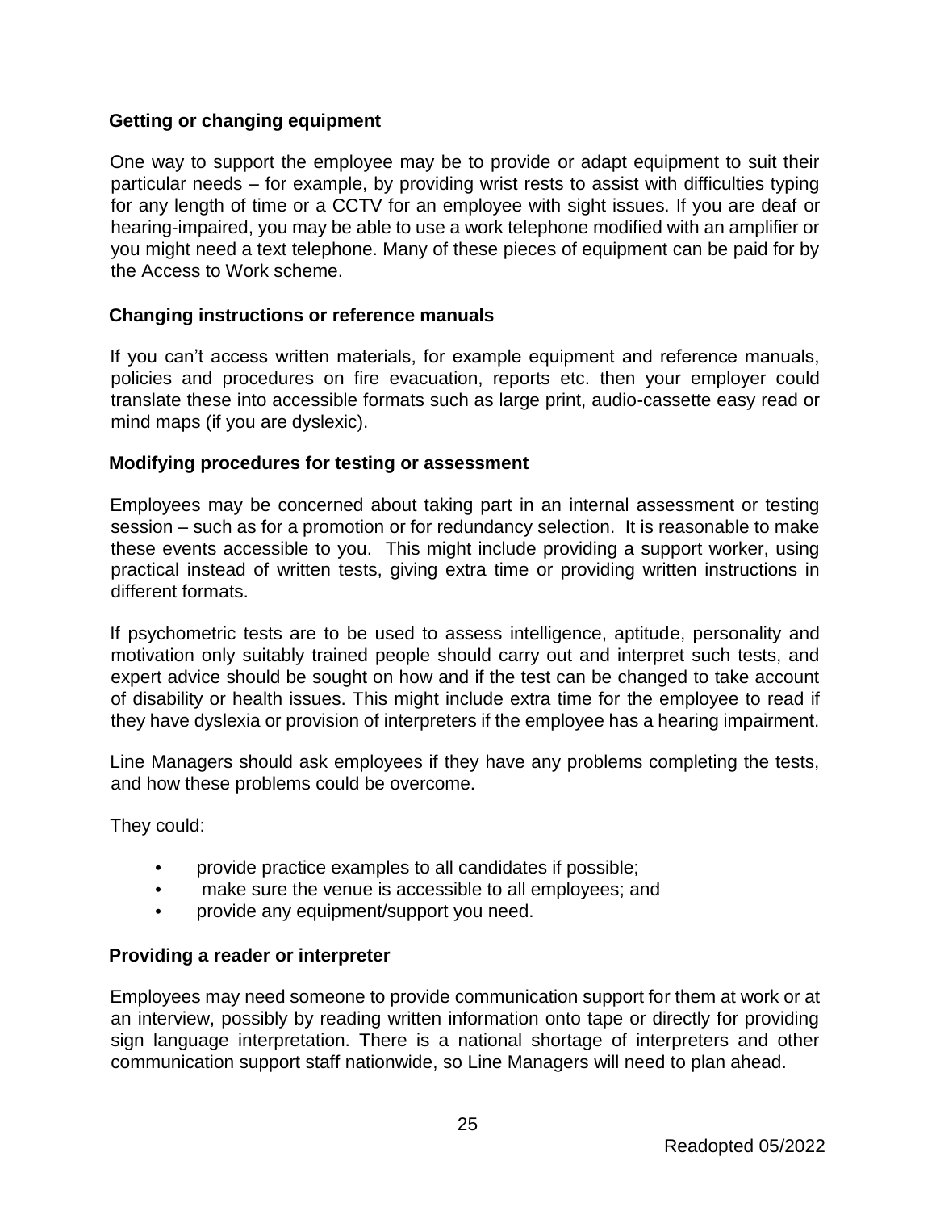### Getting or changing equipment

One way to support the employee may be to provide or adapt equipment to suit their particular needs – for example, by providing wrist rests to assist with difficulties typing for any length of time or a CCTV for an employee with sight issues. If you are deaf or hearing-impaired, you may be able to use a work telephone modified with an amplifier or you might need a text telephone. Many of these pieces of equipment can be paid for by the Access to Work scheme.

### Changing instructions or reference manuals

If you can't access written materials, for example equipment and reference manuals, policies and procedures on fire evacuation, reports etc. then your employer could translate these into accessible formats such as large print, audio-cassette easy read or mind maps (if you are dyslexic).

### Modifying procedures for testing or assessment

Employees may be concerned about taking part in an internal assessment or testing session – such as for a promotion or for redundancy selection. It is reasonable to make these events accessible to you. This might include providing a support worker, using practical instead of written tests, giving extra time or providing written instructions in different formats.

If psychometric tests are to be used to assess intelligence, aptitude, personality and motivation only suitably trained people should carry out and interpret such tests, and expert advice should be sought on how and if the test can be changed to take account of disability or health issues. This might include extra time for the employee to read if they have dyslexia or provision of interpreters if the employee has a hearing impairment.

Line Managers should ask employees if they have any problems completing the tests, and how these problems could be overcome.

They could:

- provide practice examples to all candidates if possible;
- make sure the venue is accessible to all employees; and
- provide any equipment/support you need.

### Providing a reader or interpreter

Employees may need someone to provide communication support for them at work or at an interview, possibly by reading written information onto tape or directly for providing sign language interpretation. There is a national shortage of interpreters and other communication support staff nationwide, so Line Managers will need to plan ahead.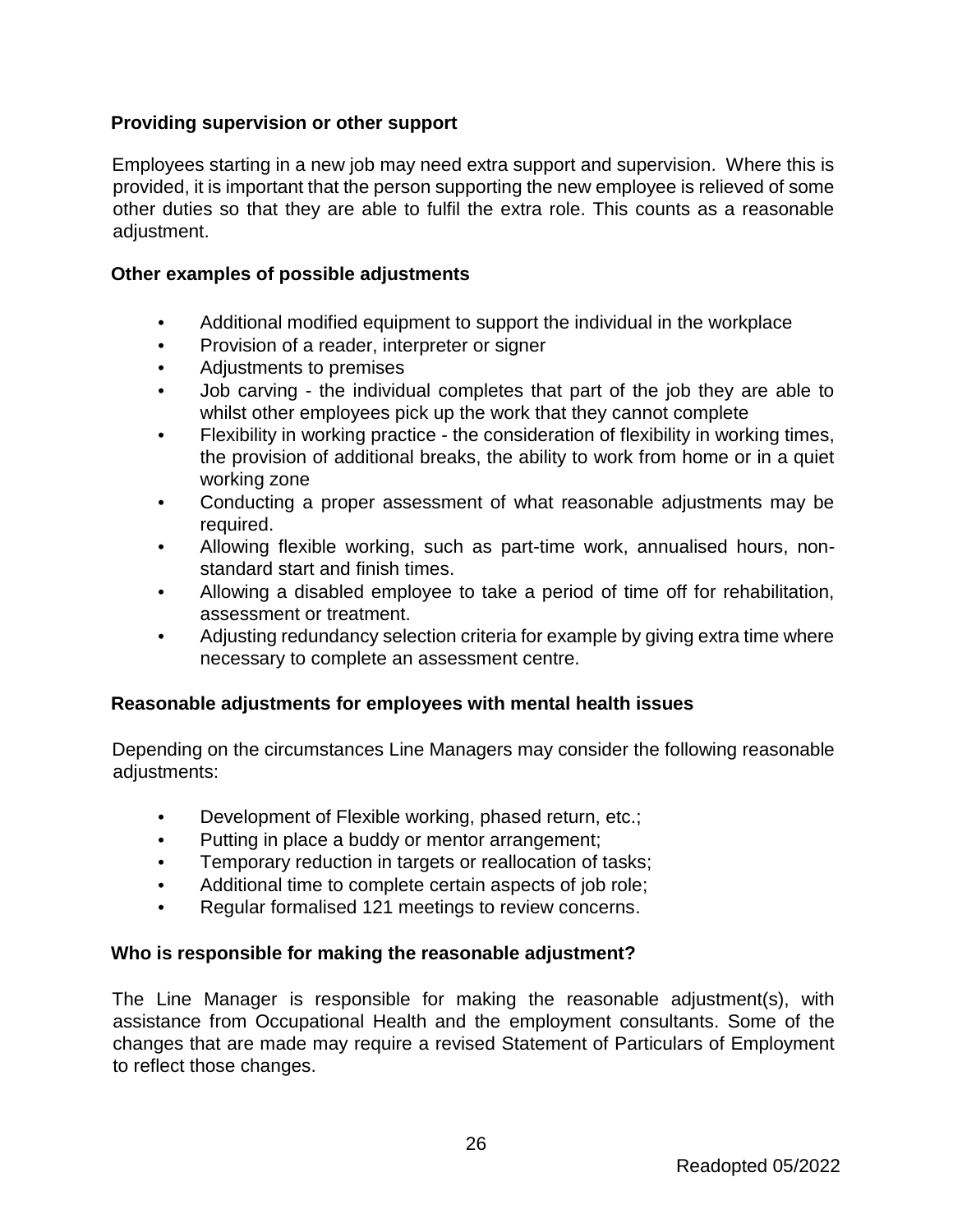**Providing supervision or other support**

Employees starting in a new job may need extra support and supervision. Where this is provided, it is important that the person supporting the new employee is relieved of some other duties so that they are able to fulfil the extra role. This counts as a reasonable adjustment.

**Other examples of possible adjustments**

- Additional modified equipment to support the individual in the workplace
- Provision of a reader, interpreter or signer
- Adjustments to premises
- Job carving - the individual completes that part of the job they are able to whilst other employees pick up the work that they cannot complete
- Flexibility in working practice - the consideration of flexibility in working times, the provision of additional breaks, the ability to work from home or in a quiet working zone
- Conducting a proper assessment of what reasonable adjustments may be required.
- Allowing flexible working, such as part-time work, annualised hours, non-standard start and finish times.
- Allowing a disabled employee to take a period of time off for rehabilitation, assessment or treatment.
- Adjusting redundancy selection criteria for example by giving extra time where necessary to complete an assessment centre.

**Reasonable adjustments for employees with mental health issues**

Depending on the circumstances Line Managers may consider the following reasonable adjustments:

- Development of Flexible working, phased return, etc.;
- Putting in place a buddy or mentor arrangement;
- Temporary reduction in targets or reallocation of tasks;
- Additional time to complete certain aspects of job role;
- Regular formalised 121 meetings to review concerns.

**Who is responsible for making the reasonable adjustment?**

The Line Manager is responsible for making the reasonable adjustment(s), with assistance from Occupational Health and the employment consultants. Some of the changes that are made may require a revised Statement of Particulars of Employment to reflect those changes.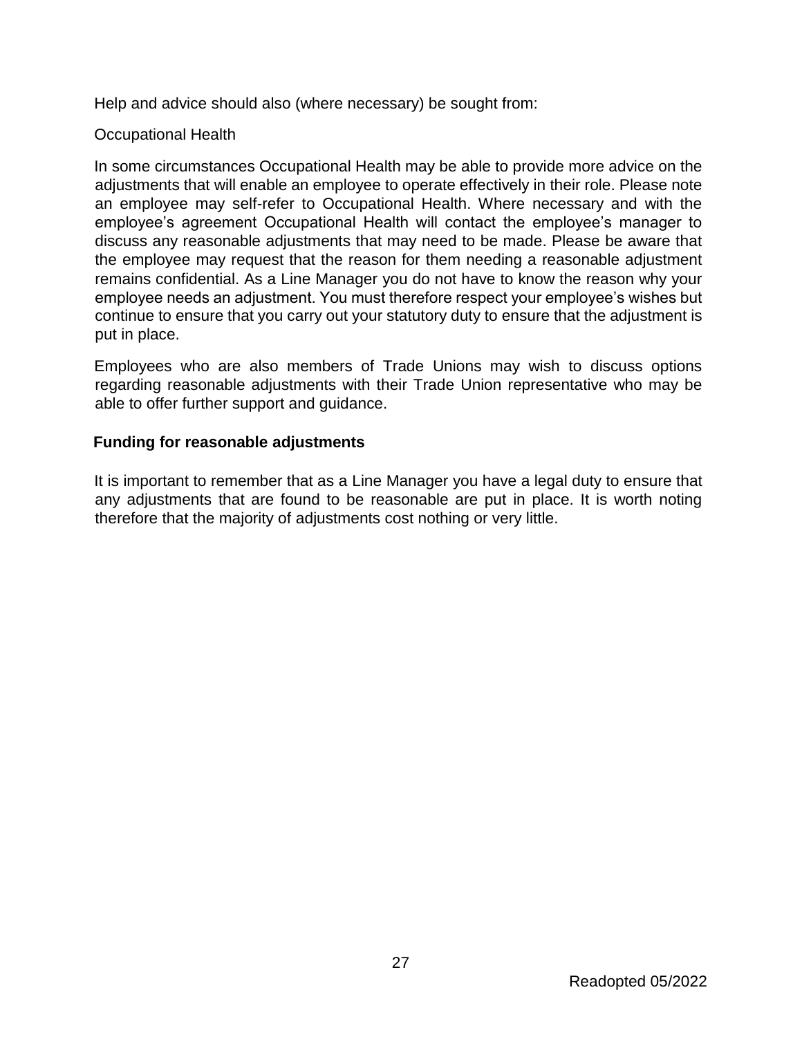Help and advice should also (where necessary) be sought from:

Occupational Health

In some circumstances Occupational Health may be able to provide more advice on the adjustments that will enable an employee to operate effectively in their role. Please note an employee may self-refer to Occupational Health. Where necessary and with the employee's agreement Occupational Health will contact the employee's manager to discuss any reasonable adjustments that may need to be made. Please be aware that the employee may request that the reason for them needing a reasonable adjustment remains confidential. As a Line Manager you do not have to know the reason why your employee needs an adjustment. You must therefore respect your employee's wishes but continue to ensure that you carry out your statutory duty to ensure that the adjustment is put in place.

Employees who are also members of Trade Unions may wish to discuss options regarding reasonable adjustments with their Trade Union representative who may be able to offer further support and guidance.

**Funding for reasonable adjustments**

It is important to remember that as a Line Manager you have a legal duty to ensure that any adjustments that are found to be reasonable are put in place. It is worth noting therefore that the majority of adjustments cost nothing or very little.